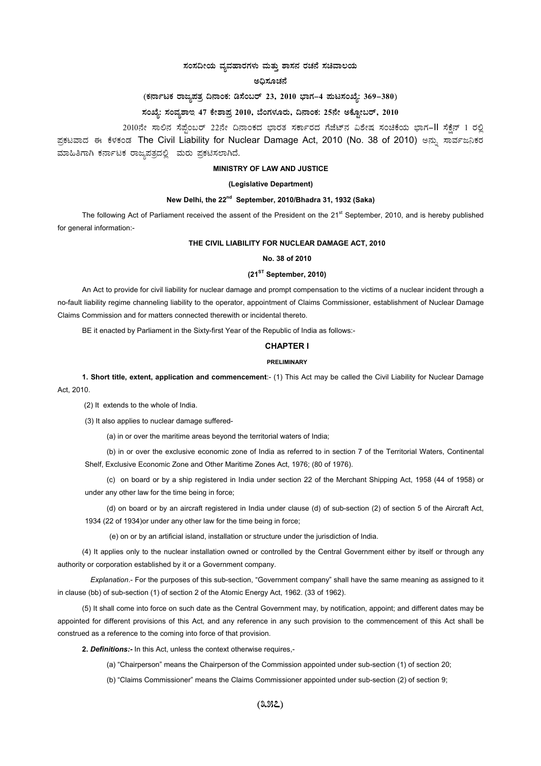# ಸಂಸದೀಯ ವ್ಯವಹಾರಗಳು ಮತ್ತು ಶಾಸನ ರಚನೆ ಸಚಿವಾಲಯ

## ಅಧಿಸೂಚನೆ

**(ಕರ್ನಾಟಕ ರಾಜ್ಯಪತ್ರ ದಿನಾಂಕ: ಡಿಸೆಂಬರ್ 23, 2010 ಭಾಗ–4 ಪುಟಸಂಖ್ಯೆ: 369–380)**

**ಸಂಖ್ಯೆ: ಸಂವ್ಯಶಾಇ 47 ಕೇಶಾಪ್ರ 2010, ಬೆಂಗಳೂರು, ದಿನಾಂಕ: 25ನೇ ಅಕ್ಟೋಬರ್, 2010**

2010ನೇ ಸಾಲಿನ ಸೆಪ್ಟೆಂಬರ್ 22ನೇ ದಿನಾಂಕದ ಭಾರತ ಸರ್ಕಾರದ ಗೆಜೆಟ್‌ನ ವಿಶೇಷ ಸಂಚಿಕೆಯ ಭಾಗ–II ಸೆಕ್ಷನ್ 1 ರಲ್ಲಿ ಪ್ರಕಟವಾದ ಈ ಕೆಳಕಂಡ The Civil Liability for Nuclear Damage Act, 2010 (No. 38 of 2010) ಅನ್ನು ಸಾರ್ವಜನಿಕರ ಮಾಹಿತಿಗಾಗಿ ಕರ್ನಾಟಕ ರಾಜ್ಯಪತ್ರದಲ್ಲಿ ಮರು ಪ್ರಕಟಿಸಲಾಗಿದೆ.

**MINISTRY OF LAW AND JUSTICE**

**(Legislative Department)**

**New Delhi, the 22nd September, 2010/Bhadra 31, 1932 (Saka)**

The following Act of Parliament received the assent of the President on the 21st September, 2010, and is hereby published for general information:-

**THE CIVIL LIABILITY FOR NUCLEAR DAMAGE ACT, 2010**

**No. 38 of 2010**

**(21ST September, 2010)**

An Act to provide for civil liability for nuclear damage and prompt compensation to the victims of a nuclear incident through a no-fault liability regime channeling liability to the operator, appointment of Claims Commissioner, establishment of Nuclear Damage Claims Commission and for matters connected therewith or incidental thereto.

BE it enacted by Parliament in the Sixty-first Year of the Republic of India as follows:-

## CHAPTER I

### PRELIMINARY

**1. Short title, extent, application and commencement**:- (1) This Act may be called the Civil Liability for Nuclear Damage Act, 2010.

(2) It extends to the whole of India.

(3) It also applies to nuclear damage suffered-

(a) in or over the maritime areas beyond the territorial waters of India;

(b) in or over the exclusive economic zone of India as referred to in section 7 of the Territorial Waters, Continental Shelf, Exclusive Economic Zone and Other Maritime Zones Act, 1976; (80 of 1976).

(c) on board or by a ship registered in India under section 22 of the Merchant Shipping Act, 1958 (44 of 1958) or under any other law for the time being in force;

(d) on board or by an aircraft registered in India under clause (d) of sub-section (2) of section 5 of the Aircraft Act, 1934 (22 of 1934)or under any other law for the time being in force;

(e) on or by an artificial island, installation or structure under the jurisdiction of India.

(4) It applies only to the nuclear installation owned or controlled by the Central Government either by itself or through any authority or corporation established by it or a Government company.

*Explanation*.- For the purposes of this sub-section, "Government company" shall have the same meaning as assigned to it in clause (bb) of sub-section (1) of section 2 of the Atomic Energy Act, 1962. (33 of 1962).

(5) It shall come into force on such date as the Central Government may, by notification, appoint; and different dates may be appointed for different provisions of this Act, and any reference in any such provision to the commencement of this Act shall be construed as a reference to the coming into force of that provision.

**2. *Definitions:-*** In this Act, unless the context otherwise requires,-

(a) "Chairperson" means the Chairperson of the Commission appointed under sub-section (1) of section 20;

(b) "Claims Commissioner" means the Claims Commissioner appointed under sub-section (2) of section 9;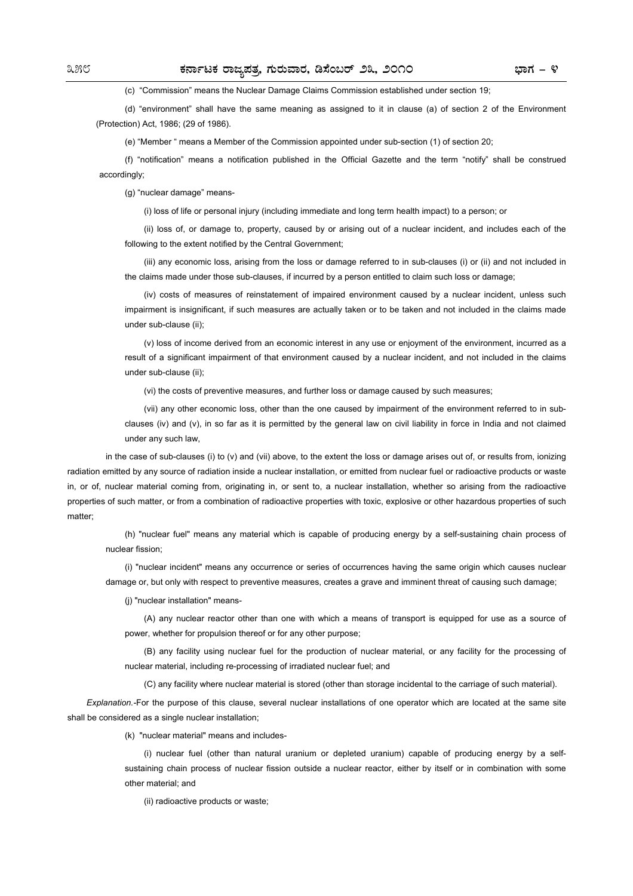(c) "Commission" means the Nuclear Damage Claims Commission established under section 19;

(d) "environment" shall have the same meaning as assigned to it in clause (a) of section 2 of the Environment (Protection) Act, 1986; (29 of 1986).

(e) "Member " means a Member of the Commission appointed under sub-section (1) of section 20;

(f) "notification" means a notification published in the Official Gazette and the term "notify" shall be construed accordingly;

(g) "nuclear damage" means-

(i) loss of life or personal injury (including immediate and long term health impact) to a person; or

(ii) loss of, or damage to, property, caused by or arising out of a nuclear incident, and includes each of the following to the extent notified by the Central Government;

(iii) any economic loss, arising from the loss or damage referred to in sub-clauses (i) or (ii) and not included in the claims made under those sub-clauses, if incurred by a person entitled to claim such loss or damage;

(iv) costs of measures of reinstatement of impaired environment caused by a nuclear incident, unless such impairment is insignificant, if such measures are actually taken or to be taken and not included in the claims made under sub-clause (ii);

(v) loss of income derived from an economic interest in any use or enjoyment of the environment, incurred as a result of a significant impairment of that environment caused by a nuclear incident, and not included in the claims under sub-clause (ii);

(vi) the costs of preventive measures, and further loss or damage caused by such measures;

(vii) any other economic loss, other than the one caused by impairment of the environment referred to in sub-clauses (iv) and (v), in so far as it is permitted by the general law on civil liability in force in India and not claimed under any such law,

in the case of sub-clauses (i) to (v) and (vii) above, to the extent the loss or damage arises out of, or results from, ionizing radiation emitted by any source of radiation inside a nuclear installation, or emitted from nuclear fuel or radioactive products or waste in, or of, nuclear material coming from, originating in, or sent to, a nuclear installation, whether so arising from the radioactive properties of such matter, or from a combination of radioactive properties with toxic, explosive or other hazardous properties of such matter;

(h) "nuclear fuel" means any material which is capable of producing energy by a self-sustaining chain process of nuclear fission;

(i) "nuclear incident" means any occurrence or series of occurrences having the same origin which causes nuclear damage or, but only with respect to preventive measures, creates a grave and imminent threat of causing such damage;

(j) "nuclear installation" means-

(A) any nuclear reactor other than one with which a means of transport is equipped for use as a source of power, whether for propulsion thereof or for any other purpose;

(B) any facility using nuclear fuel for the production of nuclear material, or any facility for the processing of nuclear material, including re-processing of irradiated nuclear fuel; and

(C) any facility where nuclear material is stored (other than storage incidental to the carriage of such material).

*Explanation.*-For the purpose of this clause, several nuclear installations of one operator which are located at the same site shall be considered as a single nuclear installation;

(k) "nuclear material" means and includes-

(i) nuclear fuel (other than natural uranium or depleted uranium) capable of producing energy by a self-sustaining chain process of nuclear fission outside a nuclear reactor, either by itself or in combination with some other material; and

(ii) radioactive products or waste;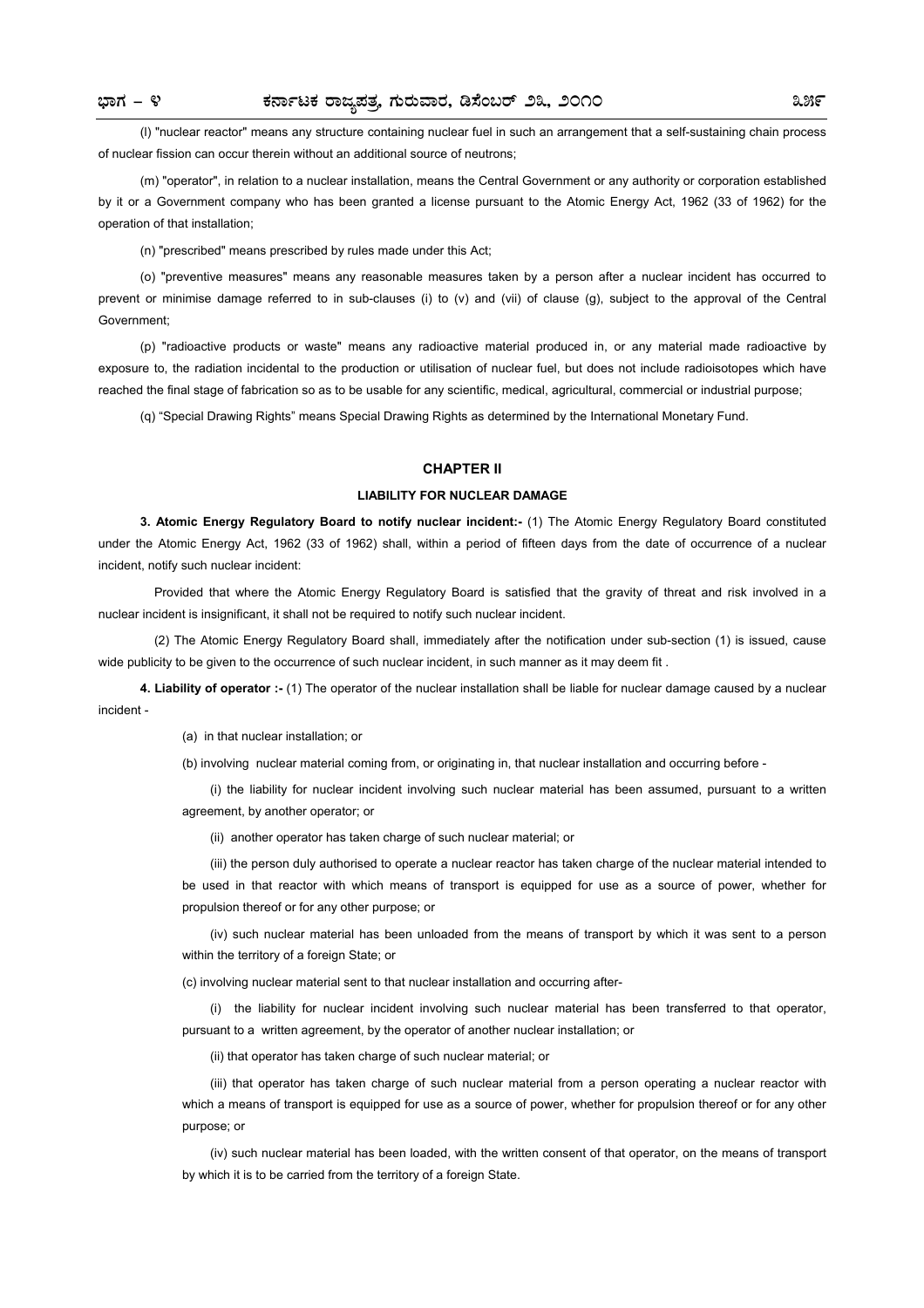(l) "nuclear reactor" means any structure containing nuclear fuel in such an arrangement that a self-sustaining chain process of nuclear fission can occur therein without an additional source of neutrons;

(m) "operator", in relation to a nuclear installation, means the Central Government or any authority or corporation established by it or a Government company who has been granted a license pursuant to the Atomic Energy Act, 1962 (33 of 1962) for the operation of that installation;

(n) "prescribed" means prescribed by rules made under this Act;

(o) "preventive measures" means any reasonable measures taken by a person after a nuclear incident has occurred to prevent or minimise damage referred to in sub-clauses (i) to (v) and (vii) of clause (g), subject to the approval of the Central Government;

(p) "radioactive products or waste" means any radioactive material produced in, or any material made radioactive by exposure to, the radiation incidental to the production or utilisation of nuclear fuel, but does not include radioisotopes which have reached the final stage of fabrication so as to be usable for any scientific, medical, agricultural, commercial or industrial purpose;

(q) "Special Drawing Rights" means Special Drawing Rights as determined by the International Monetary Fund.

## CHAPTER II

### LIABILITY FOR NUCLEAR DAMAGE

**3. Atomic Energy Regulatory Board to notify nuclear incident:-** (1) The Atomic Energy Regulatory Board constituted under the Atomic Energy Act, 1962 (33 of 1962) shall, within a period of fifteen days from the date of occurrence of a nuclear incident, notify such nuclear incident:

Provided that where the Atomic Energy Regulatory Board is satisfied that the gravity of threat and risk involved in a nuclear incident is insignificant, it shall not be required to notify such nuclear incident.

(2) The Atomic Energy Regulatory Board shall, immediately after the notification under sub-section (1) is issued, cause wide publicity to be given to the occurrence of such nuclear incident, in such manner as it may deem fit .

**4. Liability of operator :-** (1) The operator of the nuclear installation shall be liable for nuclear damage caused by a nuclear incident -

(a) in that nuclear installation; or

(b) involving nuclear material coming from, or originating in, that nuclear installation and occurring before -

(i) the liability for nuclear incident involving such nuclear material has been assumed, pursuant to a written agreement, by another operator; or

(ii) another operator has taken charge of such nuclear material; or

(iii) the person duly authorised to operate a nuclear reactor has taken charge of the nuclear material intended to be used in that reactor with which means of transport is equipped for use as a source of power, whether for propulsion thereof or for any other purpose; or

(iv) such nuclear material has been unloaded from the means of transport by which it was sent to a person within the territory of a foreign State; or

(c) involving nuclear material sent to that nuclear installation and occurring after-

(i) the liability for nuclear incident involving such nuclear material has been transferred to that operator, pursuant to a written agreement, by the operator of another nuclear installation; or

(ii) that operator has taken charge of such nuclear material; or

(iii) that operator has taken charge of such nuclear material from a person operating a nuclear reactor with which a means of transport is equipped for use as a source of power, whether for propulsion thereof or for any other purpose; or

(iv) such nuclear material has been loaded, with the written consent of that operator, on the means of transport by which it is to be carried from the territory of a foreign State.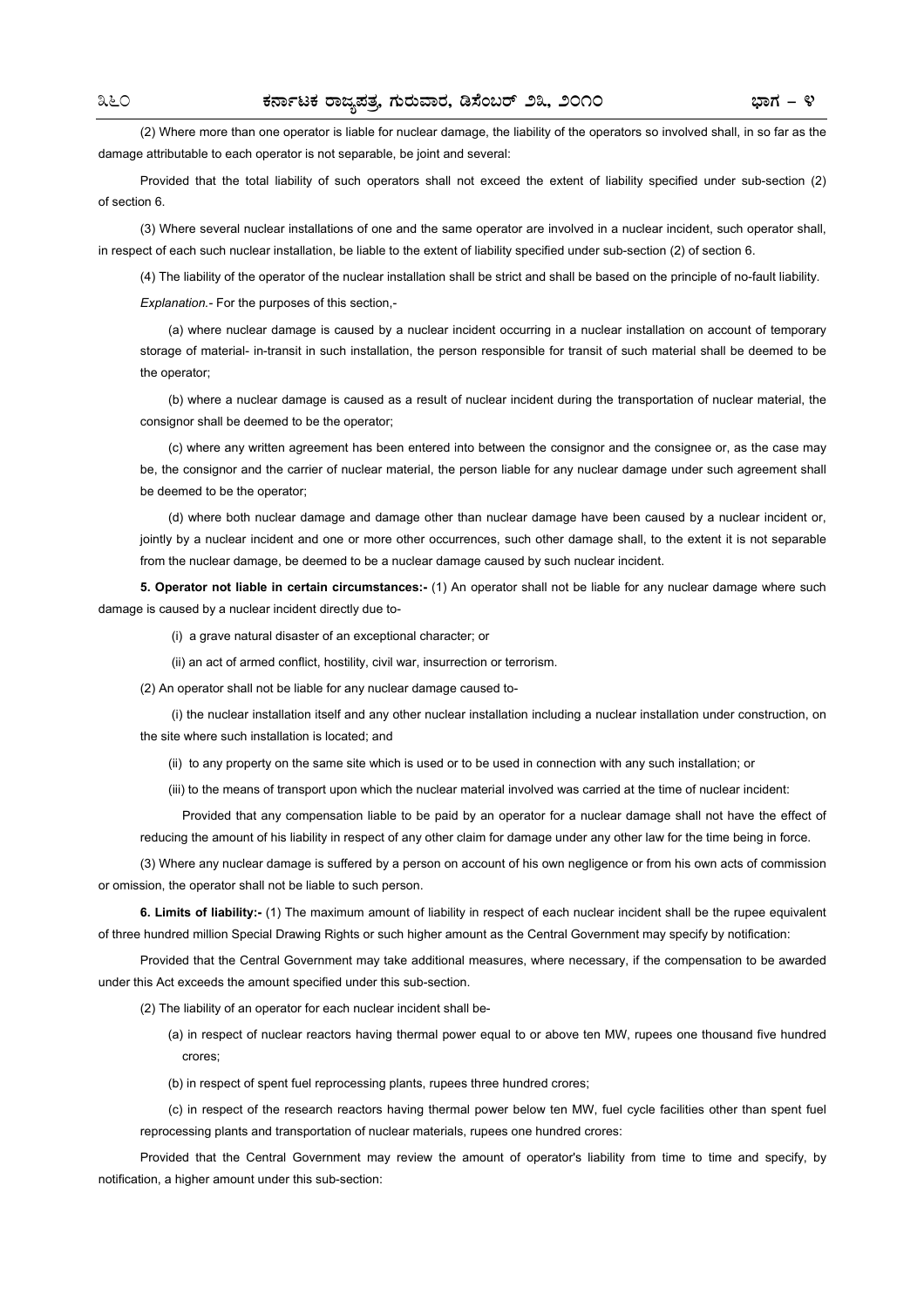(2) Where more than one operator is liable for nuclear damage, the liability of the operators so involved shall, in so far as the damage attributable to each operator is not separable, be joint and several:

Provided that the total liability of such operators shall not exceed the extent of liability specified under sub-section (2) of section 6.

(3) Where several nuclear installations of one and the same operator are involved in a nuclear incident, such operator shall, in respect of each such nuclear installation, be liable to the extent of liability specified under sub-section (2) of section 6.

(4) The liability of the operator of the nuclear installation shall be strict and shall be based on the principle of no-fault liability.

*Explanation.*- For the purposes of this section,-

(a) where nuclear damage is caused by a nuclear incident occurring in a nuclear installation on account of temporary storage of material- in-transit in such installation, the person responsible for transit of such material shall be deemed to be the operator;

(b) where a nuclear damage is caused as a result of nuclear incident during the transportation of nuclear material, the consignor shall be deemed to be the operator;

(c) where any written agreement has been entered into between the consignor and the consignee or, as the case may be, the consignor and the carrier of nuclear material, the person liable for any nuclear damage under such agreement shall be deemed to be the operator;

(d) where both nuclear damage and damage other than nuclear damage have been caused by a nuclear incident or, jointly by a nuclear incident and one or more other occurrences, such other damage shall, to the extent it is not separable from the nuclear damage, be deemed to be a nuclear damage caused by such nuclear incident.

**5. Operator not liable in certain circumstances:-** (1) An operator shall not be liable for any nuclear damage where such damage is caused by a nuclear incident directly due to-

(i) a grave natural disaster of an exceptional character; or

(ii) an act of armed conflict, hostility, civil war, insurrection or terrorism.

(2) An operator shall not be liable for any nuclear damage caused to-

(i) the nuclear installation itself and any other nuclear installation including a nuclear installation under construction, on the site where such installation is located; and

(ii) to any property on the same site which is used or to be used in connection with any such installation; or

(iii) to the means of transport upon which the nuclear material involved was carried at the time of nuclear incident:

Provided that any compensation liable to be paid by an operator for a nuclear damage shall not have the effect of reducing the amount of his liability in respect of any other claim for damage under any other law for the time being in force.

(3) Where any nuclear damage is suffered by a person on account of his own negligence or from his own acts of commission or omission, the operator shall not be liable to such person.

**6. Limits of liability:-** (1) The maximum amount of liability in respect of each nuclear incident shall be the rupee equivalent of three hundred million Special Drawing Rights or such higher amount as the Central Government may specify by notification:

Provided that the Central Government may take additional measures, where necessary, if the compensation to be awarded under this Act exceeds the amount specified under this sub-section.

(2) The liability of an operator for each nuclear incident shall be-

(a) in respect of nuclear reactors having thermal power equal to or above ten MW, rupees one thousand five hundred crores;

(b) in respect of spent fuel reprocessing plants, rupees three hundred crores;

(c) in respect of the research reactors having thermal power below ten MW, fuel cycle facilities other than spent fuel reprocessing plants and transportation of nuclear materials, rupees one hundred crores:

Provided that the Central Government may review the amount of operator's liability from time to time and specify, by notification, a higher amount under this sub-section: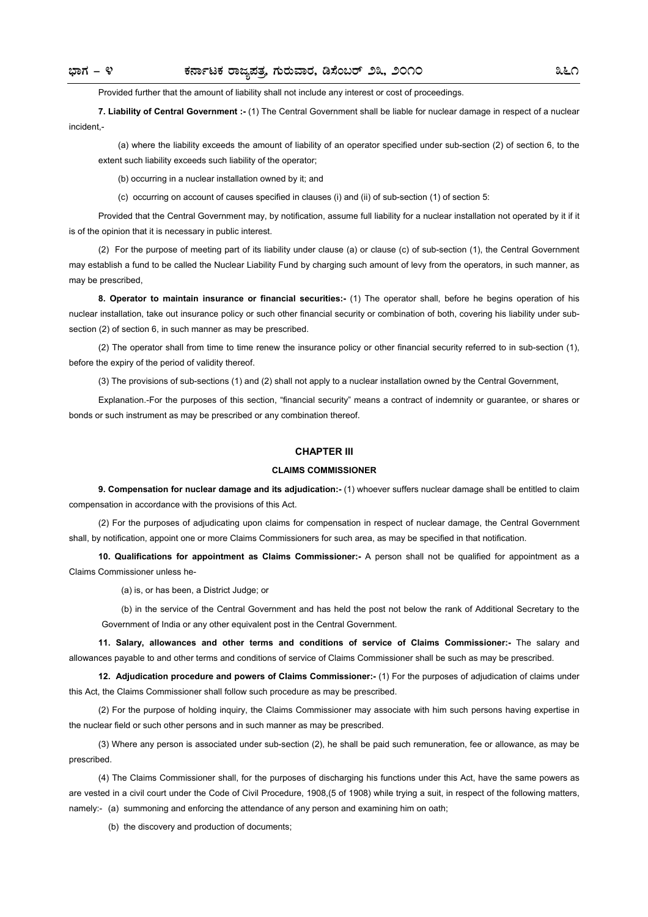Provided further that the amount of liability shall not include any interest or cost of proceedings.

**7. Liability of Central Government :-** (1) The Central Government shall be liable for nuclear damage in respect of a nuclear incident,-

(a) where the liability exceeds the amount of liability of an operator specified under sub-section (2) of section 6, to the extent such liability exceeds such liability of the operator;

(b) occurring in a nuclear installation owned by it; and

(c) occurring on account of causes specified in clauses (i) and (ii) of sub-section (1) of section 5:

Provided that the Central Government may, by notification, assume full liability for a nuclear installation not operated by it if it is of the opinion that it is necessary in public interest.

(2) For the purpose of meeting part of its liability under clause (a) or clause (c) of sub-section (1), the Central Government may establish a fund to be called the Nuclear Liability Fund by charging such amount of levy from the operators, in such manner, as may be prescribed,

**8. Operator to maintain insurance or financial securities:-** (1) The operator shall, before he begins operation of his nuclear installation, take out insurance policy or such other financial security or combination of both, covering his liability under sub-section (2) of section 6, in such manner as may be prescribed.

(2) The operator shall from time to time renew the insurance policy or other financial security referred to in sub-section (1), before the expiry of the period of validity thereof.

(3) The provisions of sub-sections (1) and (2) shall not apply to a nuclear installation owned by the Central Government,

Explanation.-For the purposes of this section, "financial security" means a contract of indemnity or guarantee, or shares or bonds or such instrument as may be prescribed or any combination thereof.

## CHAPTER III

### CLAIMS COMMISSIONER

**9. Compensation for nuclear damage and its adjudication:-** (1) whoever suffers nuclear damage shall be entitled to claim compensation in accordance with the provisions of this Act.

(2) For the purposes of adjudicating upon claims for compensation in respect of nuclear damage, the Central Government shall, by notification, appoint one or more Claims Commissioners for such area, as may be specified in that notification.

**10. Qualifications for appointment as Claims Commissioner:-** A person shall not be qualified for appointment as a Claims Commissioner unless he-

(a) is, or has been, a District Judge; or

(b) in the service of the Central Government and has held the post not below the rank of Additional Secretary to the Government of India or any other equivalent post in the Central Government.

**11. Salary, allowances and other terms and conditions of service of Claims Commissioner:-** The salary and allowances payable to and other terms and conditions of service of Claims Commissioner shall be such as may be prescribed.

**12. Adjudication procedure and powers of Claims Commissioner:-** (1) For the purposes of adjudication of claims under this Act, the Claims Commissioner shall follow such procedure as may be prescribed.

(2) For the purpose of holding inquiry, the Claims Commissioner may associate with him such persons having expertise in the nuclear field or such other persons and in such manner as may be prescribed.

(3) Where any person is associated under sub-section (2), he shall be paid such remuneration, fee or allowance, as may be prescribed.

(4) The Claims Commissioner shall, for the purposes of discharging his functions under this Act, have the same powers as are vested in a civil court under the Code of Civil Procedure, 1908,(5 of 1908) while trying a suit, in respect of the following matters, namely:- (a) summoning and enforcing the attendance of any person and examining him on oath;

(b) the discovery and production of documents;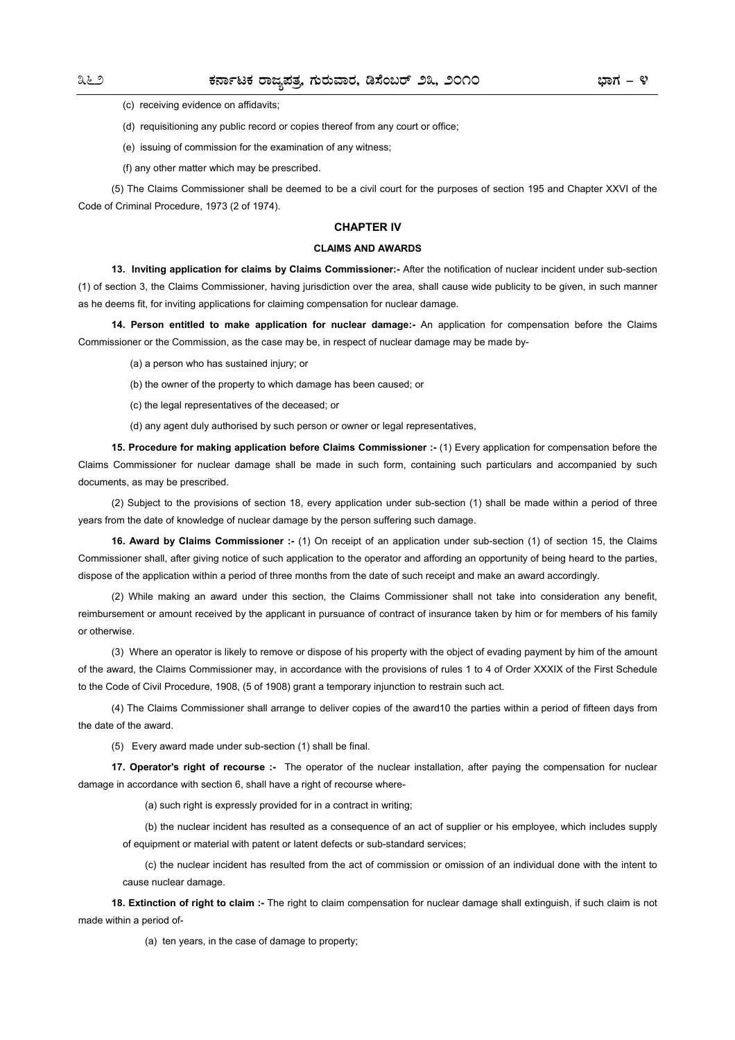(c) receiving evidence on affidavits;

(d) requisitioning any public record or copies thereof from any court or office;

(e) issuing of commission for the examination of any witness;

(f) any other matter which may be prescribed.

(5) The Claims Commissioner shall be deemed to be a civil court for the purposes of section 195 and Chapter XXVI of the Code of Criminal Procedure, 1973 (2 of 1974).

## CHAPTER IV

### CLAIMS AND AWARDS

**13. Inviting application for claims by Claims Commissioner:-** After the notification of nuclear incident under sub-section (1) of section 3, the Claims Commissioner, having jurisdiction over the area, shall cause wide publicity to be given, in such manner as he deems fit, for inviting applications for claiming compensation for nuclear damage.

**14. Person entitled to make application for nuclear damage:-** An application for compensation before the Claims Commissioner or the Commission, as the case may be, in respect of nuclear damage may be made by-

(a) a person who has sustained injury; or

(b) the owner of the property to which damage has been caused; or

(c) the legal representatives of the deceased; or

(d) any agent duly authorised by such person or owner or legal representatives,

**15. Procedure for making application before Claims Commissioner :-** (1) Every application for compensation before the Claims Commissioner for nuclear damage shall be made in such form, containing such particulars and accompanied by such documents, as may be prescribed.

(2) Subject to the provisions of section 18, every application under sub-section (1) shall be made within a period of three years from the date of knowledge of nuclear damage by the person suffering such damage.

**16. Award by Claims Commissioner :-** (1) On receipt of an application under sub-section (1) of section 15, the Claims Commissioner shall, after giving notice of such application to the operator and affording an opportunity of being heard to the parties, dispose of the application within a period of three months from the date of such receipt and make an award accordingly.

(2) While making an award under this section, the Claims Commissioner shall not take into consideration any benefit, reimbursement or amount received by the applicant in pursuance of contract of insurance taken by him or for members of his family or otherwise.

(3) Where an operator is likely to remove or dispose of his property with the object of evading payment by him of the amount of the award, the Claims Commissioner may, in accordance with the provisions of rules 1 to 4 of Order XXXIX of the First Schedule to the Code of Civil Procedure, 1908, (5 of 1908) grant a temporary injunction to restrain such act.

(4) The Claims Commissioner shall arrange to deliver copies of the award10 the parties within a period of fifteen days from the date of the award.

(5) Every award made under sub-section (1) shall be final.

**17. Operator's right of recourse :-** The operator of the nuclear installation, after paying the compensation for nuclear damage in accordance with section 6, shall have a right of recourse where-

(a) such right is expressly provided for in a contract in writing;

(b) the nuclear incident has resulted as a consequence of an act of supplier or his employee, which includes supply of equipment or material with patent or latent defects or sub-standard services;

(c) the nuclear incident has resulted from the act of commission or omission of an individual done with the intent to cause nuclear damage.

**18. Extinction of right to claim :-** The right to claim compensation for nuclear damage shall extinguish, if such claim is not made within a period of-

(a) ten years, in the case of damage to property;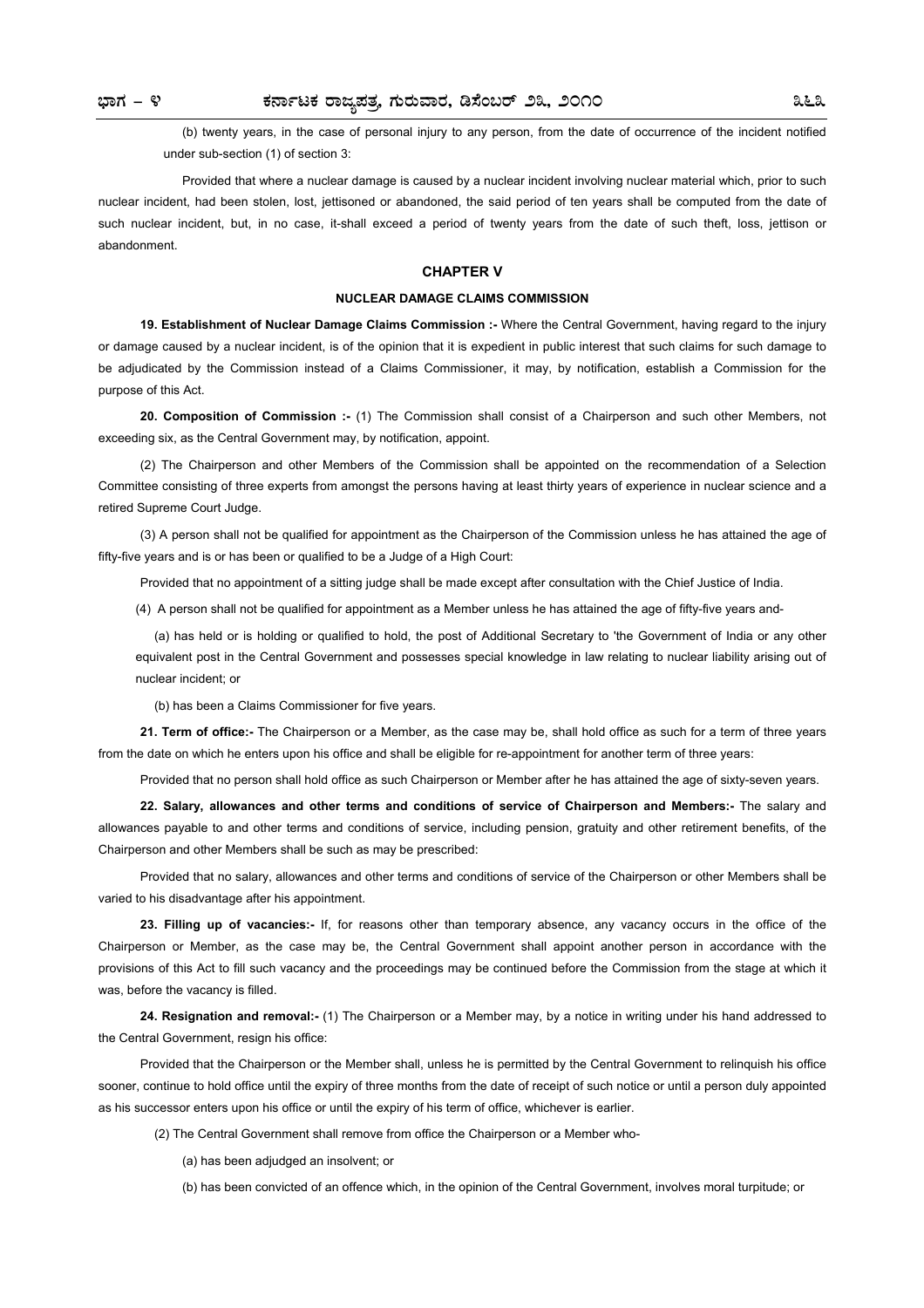(b) twenty years, in the case of personal injury to any person, from the date of occurrence of the incident notified under sub-section (1) of section 3:

Provided that where a nuclear damage is caused by a nuclear incident involving nuclear material which, prior to such nuclear incident, had been stolen, lost, jettisoned or abandoned, the said period of ten years shall be computed from the date of such nuclear incident, but, in no case, it-shall exceed a period of twenty years from the date of such theft, loss, jettison or abandonment.

## CHAPTER V

### NUCLEAR DAMAGE CLAIMS COMMISSION

**19. Establishment of Nuclear Damage Claims Commission :-** Where the Central Government, having regard to the injury or damage caused by a nuclear incident, is of the opinion that it is expedient in public interest that such claims for such damage to be adjudicated by the Commission instead of a Claims Commissioner, it may, by notification, establish a Commission for the purpose of this Act.

**20. Composition of Commission :-** (1) The Commission shall consist of a Chairperson and such other Members, not exceeding six, as the Central Government may, by notification, appoint.

(2) The Chairperson and other Members of the Commission shall be appointed on the recommendation of a Selection Committee consisting of three experts from amongst the persons having at least thirty years of experience in nuclear science and a retired Supreme Court Judge.

(3) A person shall not be qualified for appointment as the Chairperson of the Commission unless he has attained the age of fifty-five years and is or has been or qualified to be a Judge of a High Court:

Provided that no appointment of a sitting judge shall be made except after consultation with the Chief Justice of India.

(4) A person shall not be qualified for appointment as a Member unless he has attained the age of fifty-five years and-

(a) has held or is holding or qualified to hold, the post of Additional Secretary to 'the Government of India or any other equivalent post in the Central Government and possesses special knowledge in law relating to nuclear liability arising out of nuclear incident; or

(b) has been a Claims Commissioner for five years.

**21. Term of office:-** The Chairperson or a Member, as the case may be, shall hold office as such for a term of three years from the date on which he enters upon his office and shall be eligible for re-appointment for another term of three years:

Provided that no person shall hold office as such Chairperson or Member after he has attained the age of sixty-seven years.

**22. Salary, allowances and other terms and conditions of service of Chairperson and Members:-** The salary and allowances payable to and other terms and conditions of service, including pension, gratuity and other retirement benefits, of the Chairperson and other Members shall be such as may be prescribed:

Provided that no salary, allowances and other terms and conditions of service of the Chairperson or other Members shall be varied to his disadvantage after his appointment.

**23. Filling up of vacancies:-** If, for reasons other than temporary absence, any vacancy occurs in the office of the Chairperson or Member, as the case may be, the Central Government shall appoint another person in accordance with the provisions of this Act to fill such vacancy and the proceedings may be continued before the Commission from the stage at which it was, before the vacancy is filled.

**24. Resignation and removal:-** (1) The Chairperson or a Member may, by a notice in writing under his hand addressed to the Central Government, resign his office:

Provided that the Chairperson or the Member shall, unless he is permitted by the Central Government to relinquish his office sooner, continue to hold office until the expiry of three months from the date of receipt of such notice or until a person duly appointed as his successor enters upon his office or until the expiry of his term of office, whichever is earlier.

(2) The Central Government shall remove from office the Chairperson or a Member who-

(a) has been adjudged an insolvent; or

(b) has been convicted of an offence which, in the opinion of the Central Government, involves moral turpitude; or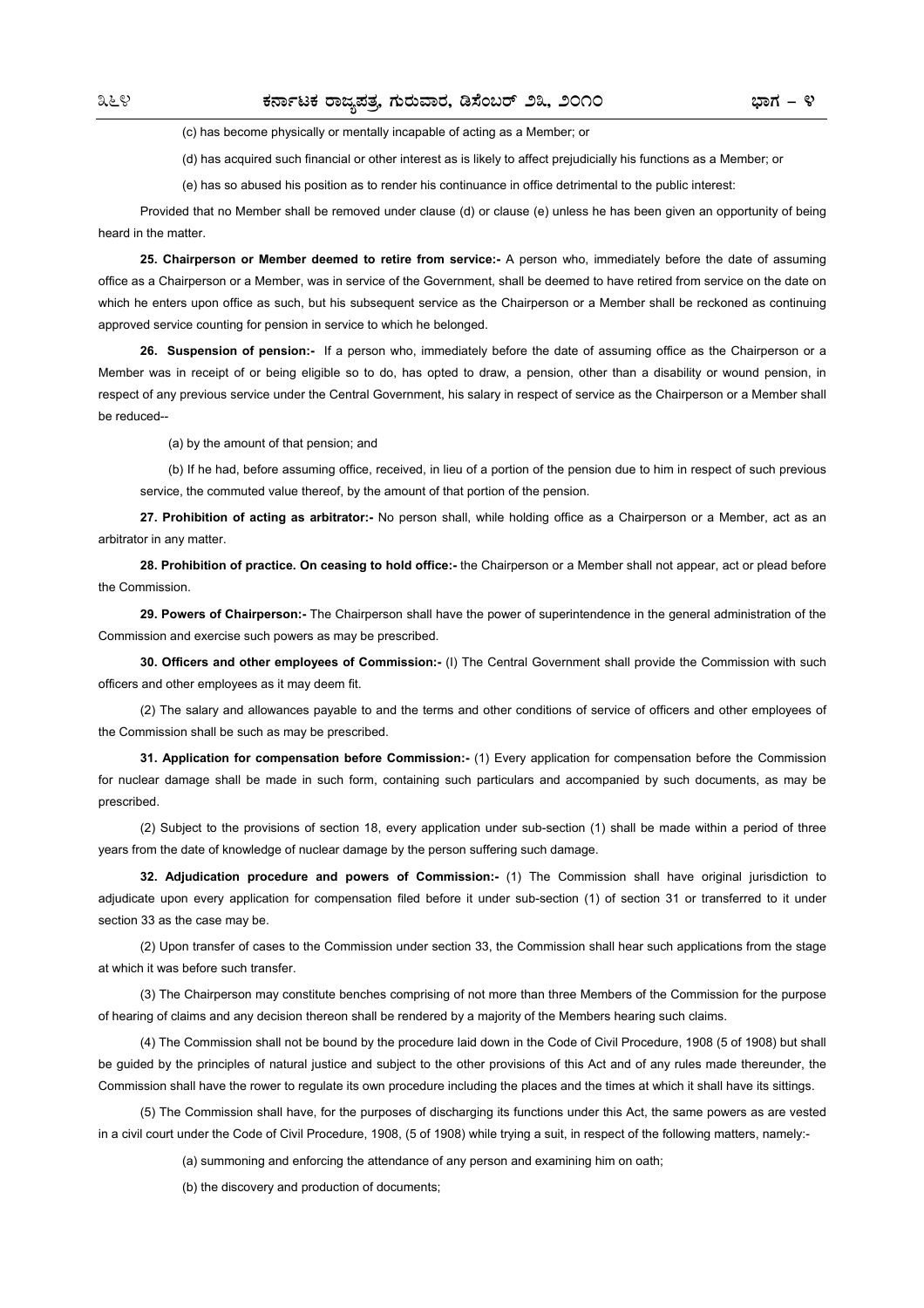(c) has become physically or mentally incapable of acting as a Member; or

(d) has acquired such financial or other interest as is likely to affect prejudicially his functions as a Member; or

(e) has so abused his position as to render his continuance in office detrimental to the public interest:

Provided that no Member shall be removed under clause (d) or clause (e) unless he has been given an opportunity of being heard in the matter.

**25. Chairperson or Member deemed to retire from service:-** A person who, immediately before the date of assuming office as a Chairperson or a Member, was in service of the Government, shall be deemed to have retired from service on the date on which he enters upon office as such, but his subsequent service as the Chairperson or a Member shall be reckoned as continuing approved service counting for pension in service to which he belonged.

**26. Suspension of pension:-** If a person who, immediately before the date of assuming office as the Chairperson or a Member was in receipt of or being eligible so to do, has opted to draw, a pension, other than a disability or wound pension, in respect of any previous service under the Central Government, his salary in respect of service as the Chairperson or a Member shall be reduced--

(a) by the amount of that pension; and

(b) If he had, before assuming office, received, in lieu of a portion of the pension due to him in respect of such previous service, the commuted value thereof, by the amount of that portion of the pension.

**27. Prohibition of acting as arbitrator:-** No person shall, while holding office as a Chairperson or a Member, act as an arbitrator in any matter.

**28. Prohibition of practice. On ceasing to hold office:-** the Chairperson or a Member shall not appear, act or plead before the Commission.

**29. Powers of Chairperson:-** The Chairperson shall have the power of superintendence in the general administration of the Commission and exercise such powers as may be prescribed.

**30. Officers and other employees of Commission:-** (I) The Central Government shall provide the Commission with such officers and other employees as it may deem fit.

(2) The salary and allowances payable to and the terms and other conditions of service of officers and other employees of the Commission shall be such as may be prescribed.

**31. Application for compensation before Commission:-** (1) Every application for compensation before the Commission for nuclear damage shall be made in such form, containing such particulars and accompanied by such documents, as may be prescribed.

(2) Subject to the provisions of section 18, every application under sub-section (1) shall be made within a period of three years from the date of knowledge of nuclear damage by the person suffering such damage.

**32. Adjudication procedure and powers of Commission:-** (1) The Commission shall have original jurisdiction to adjudicate upon every application for compensation filed before it under sub-section (1) of section 31 or transferred to it under section 33 as the case may be.

(2) Upon transfer of cases to the Commission under section 33, the Commission shall hear such applications from the stage at which it was before such transfer.

(3) The Chairperson may constitute benches comprising of not more than three Members of the Commission for the purpose of hearing of claims and any decision thereon shall be rendered by a majority of the Members hearing such claims.

(4) The Commission shall not be bound by the procedure laid down in the Code of Civil Procedure, 1908 (5 of 1908) but shall be guided by the principles of natural justice and subject to the other provisions of this Act and of any rules made thereunder, the Commission shall have the rower to regulate its own procedure including the places and the times at which it shall have its sittings.

(5) The Commission shall have, for the purposes of discharging its functions under this Act, the same powers as are vested in a civil court under the Code of Civil Procedure, 1908, (5 of 1908) while trying a suit, in respect of the following matters, namely:-

(a) summoning and enforcing the attendance of any person and examining him on oath;

(b) the discovery and production of documents;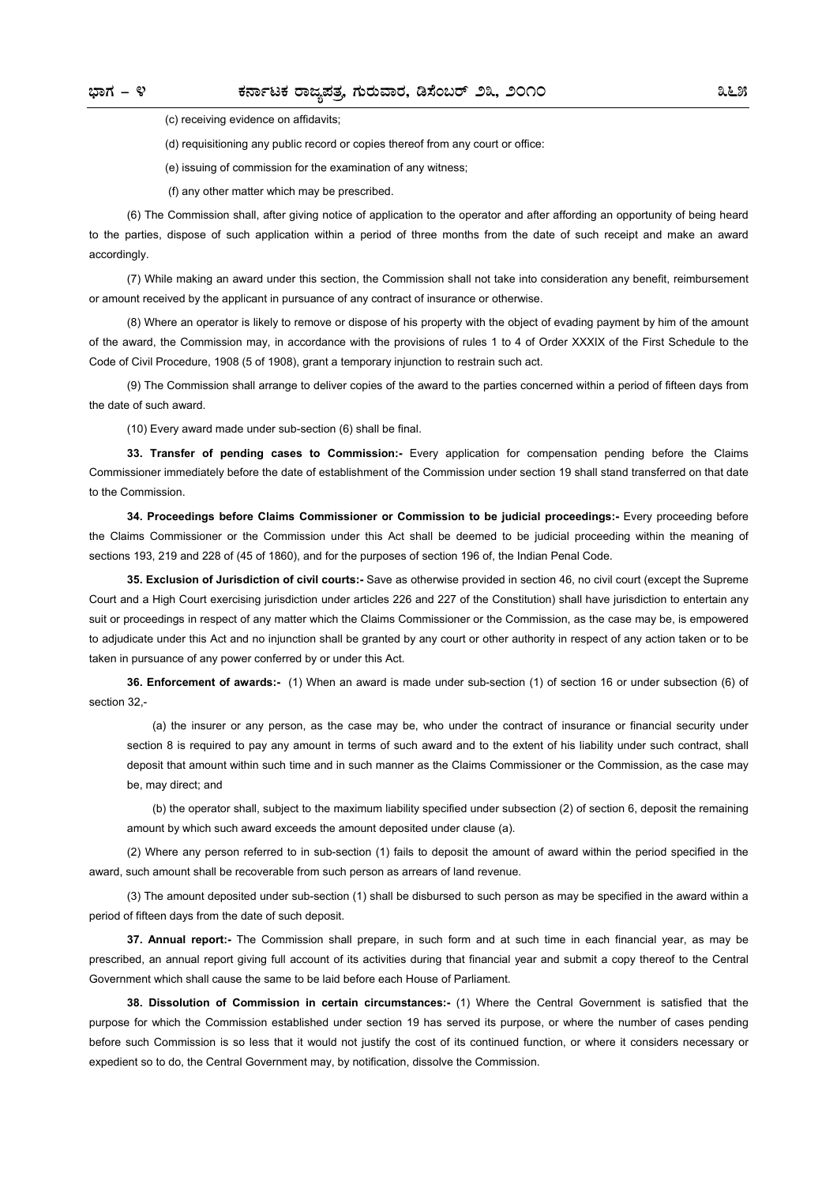(c) receiving evidence on affidavits;

(d) requisitioning any public record or copies thereof from any court or office:

(e) issuing of commission for the examination of any witness;

(f) any other matter which may be prescribed.

(6) The Commission shall, after giving notice of application to the operator and after affording an opportunity of being heard to the parties, dispose of such application within a period of three months from the date of such receipt and make an award accordingly.

(7) While making an award under this section, the Commission shall not take into consideration any benefit, reimbursement or amount received by the applicant in pursuance of any contract of insurance or otherwise.

(8) Where an operator is likely to remove or dispose of his property with the object of evading payment by him of the amount of the award, the Commission may, in accordance with the provisions of rules 1 to 4 of Order XXXIX of the First Schedule to the Code of Civil Procedure, 1908 (5 of 1908), grant a temporary injunction to restrain such act.

(9) The Commission shall arrange to deliver copies of the award to the parties concerned within a period of fifteen days from the date of such award.

(10) Every award made under sub-section (6) shall be final.

**33. Transfer of pending cases to Commission:-** Every application for compensation pending before the Claims Commissioner immediately before the date of establishment of the Commission under section 19 shall stand transferred on that date to the Commission.

**34. Proceedings before Claims Commissioner or Commission to be judicial proceedings:-** Every proceeding before the Claims Commissioner or the Commission under this Act shall be deemed to be judicial proceeding within the meaning of sections 193, 219 and 228 of (45 of 1860), and for the purposes of section 196 of, the Indian Penal Code.

**35. Exclusion of Jurisdiction of civil courts:-** Save as otherwise provided in section 46, no civil court (except the Supreme Court and a High Court exercising jurisdiction under articles 226 and 227 of the Constitution) shall have jurisdiction to entertain any suit or proceedings in respect of any matter which the Claims Commissioner or the Commission, as the case may be, is empowered to adjudicate under this Act and no injunction shall be granted by any court or other authority in respect of any action taken or to be taken in pursuance of any power conferred by or under this Act.

**36. Enforcement of awards:-** (1) When an award is made under sub-section (1) of section 16 or under subsection (6) of section 32,-

(a) the insurer or any person, as the case may be, who under the contract of insurance or financial security under section 8 is required to pay any amount in terms of such award and to the extent of his liability under such contract, shall deposit that amount within such time and in such manner as the Claims Commissioner or the Commission, as the case may be, may direct; and

(b) the operator shall, subject to the maximum liability specified under subsection (2) of section 6, deposit the remaining amount by which such award exceeds the amount deposited under clause (a).

(2) Where any person referred to in sub-section (1) fails to deposit the amount of award within the period specified in the award, such amount shall be recoverable from such person as arrears of land revenue.

(3) The amount deposited under sub-section (1) shall be disbursed to such person as may be specified in the award within a period of fifteen days from the date of such deposit.

**37. Annual report:-** The Commission shall prepare, in such form and at such time in each financial year, as may be prescribed, an annual report giving full account of its activities during that financial year and submit a copy thereof to the Central Government which shall cause the same to be laid before each House of Parliament.

**38. Dissolution of Commission in certain circumstances:-** (1) Where the Central Government is satisfied that the purpose for which the Commission established under section 19 has served its purpose, or where the number of cases pending before such Commission is so less that it would not justify the cost of its continued function, or where it considers necessary or expedient so to do, the Central Government may, by notification, dissolve the Commission.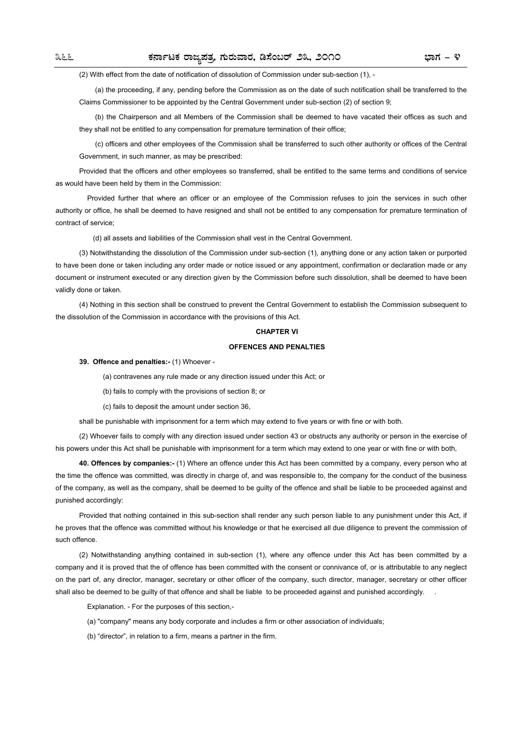(2) With effect from the date of notification of dissolution of Commission under sub-section (1), -

(a) the proceeding, if any, pending before the Commission as on the date of such notification shall be transferred to the Claims Commissioner to be appointed by the Central Government under sub-section (2) of section 9;

(b) the Chairperson and all Members of the Commission shall be deemed to have vacated their offices as such and they shall not be entitled to any compensation for premature termination of their office;

(c) officers and other employees of the Commission shall be transferred to such other authority or offices of the Central Government, in such manner, as may be prescribed:

Provided that the officers and other employees so transferred, shall be entitled to the same terms and conditions of service as would have been held by them in the Commission:

Provided further that where an officer or an employee of the Commission refuses to join the services in such other authority or office, he shall be deemed to have resigned and shall not be entitled to any compensation for premature termination of contract of service;

(d) all assets and liabilities of the Commission shall vest in the Central Government.

(3) Notwithstanding the dissolution of the Commission under sub-section (1), anything done or any action taken or purported to have been done or taken including any order made or notice issued or any appointment, confirmation or declaration made or any document or instrument executed or any direction given by the Commission before such dissolution, shall be deemed to have been validly done or taken.

(4) Nothing in this section shall be construed to prevent the Central Government to establish the Commission subsequent to the dissolution of the Commission in accordance with the provisions of this Act.

## CHAPTER VI

## OFFENCES AND PENALTIES

**39. Offence and penalties:-** (1) Whoever -

(a) contravenes any rule made or any direction issued under this Act; or

(b) fails to comply with the provisions of section 8; or

(c) fails to deposit the amount under section 36,

shall be punishable with imprisonment for a term which may extend to five years or with fine or with both.

(2) Whoever fails to comply with any direction issued under section 43 or obstructs any authority or person in the exercise of his powers under this Act shall be punishable with imprisonment for a term which may extend to one year or with fine or with both,

**40. Offences by companies:-** (1) Where an offence under this Act has been committed by a company, every person who at the time the offence was committed, was directly in charge of, and was responsible to, the company for the conduct of the business of the company, as well as the company, shall be deemed to be guilty of the offence and shall be liable to be proceeded against and punished accordingly:

Provided that nothing contained in this sub-section shall render any such person liable to any punishment under this Act, if he proves that the offence was committed without his knowledge or that he exercised all due diligence to prevent the commission of such offence.

(2) Notwithstanding anything contained in sub-section (1), where any offence under this Act has been committed by a company and it is proved that the of offence has been committed with the consent or connivance of, or is attributable to any neglect on the part of, any director, manager, secretary or other officer of the company, such director, manager, secretary or other officer shall also be deemed to be guilty of that offence and shall be liable to be proceeded against and punished accordingly.

Explanation. - For the purposes of this section,-

(a) "company" means any body corporate and includes a firm or other association of individuals;

(b) "director", in relation to a firm, means a partner in the firm.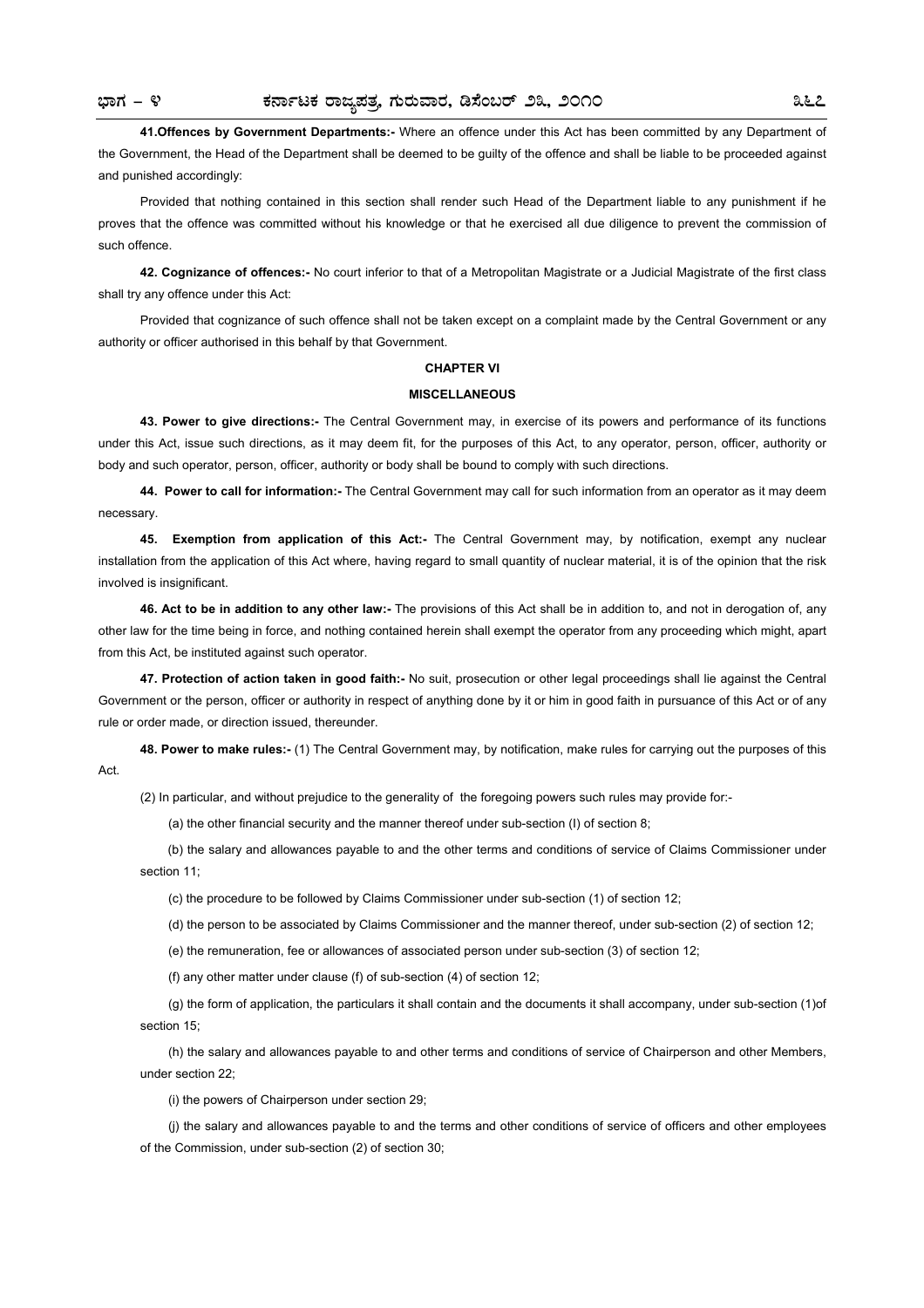**41.Offences by Government Departments:-** Where an offence under this Act has been committed by any Department of the Government, the Head of the Department shall be deemed to be guilty of the offence and shall be liable to be proceeded against and punished accordingly:

Provided that nothing contained in this section shall render such Head of the Department liable to any punishment if he proves that the offence was committed without his knowledge or that he exercised all due diligence to prevent the commission of such offence.

**42. Cognizance of offences:-** No court inferior to that of a Metropolitan Magistrate or a Judicial Magistrate of the first class shall try any offence under this Act:

Provided that cognizance of such offence shall not be taken except on a complaint made by the Central Government or any authority or officer authorised in this behalf by that Government.

## CHAPTER VI

## MISCELLANEOUS

**43. Power to give directions:-** The Central Government may, in exercise of its powers and performance of its functions under this Act, issue such directions, as it may deem fit, for the purposes of this Act, to any operator, person, officer, authority or body and such operator, person, officer, authority or body shall be bound to comply with such directions.

**44. Power to call for information:-** The Central Government may call for such information from an operator as it may deem necessary.

**45. Exemption from application of this Act:-** The Central Government may, by notification, exempt any nuclear installation from the application of this Act where, having regard to small quantity of nuclear material, it is of the opinion that the risk involved is insignificant.

**46. Act to be in addition to any other law:-** The provisions of this Act shall be in addition to, and not in derogation of, any other law for the time being in force, and nothing contained herein shall exempt the operator from any proceeding which might, apart from this Act, be instituted against such operator.

**47. Protection of action taken in good faith:-** No suit, prosecution or other legal proceedings shall lie against the Central Government or the person, officer or authority in respect of anything done by it or him in good faith in pursuance of this Act or of any rule or order made, or direction issued, thereunder.

**48. Power to make rules:-** (1) The Central Government may, by notification, make rules for carrying out the purposes of this Act.

(2) In particular, and without prejudice to the generality of the foregoing powers such rules may provide for:-

(a) the other financial security and the manner thereof under sub-section (I) of section 8;

(b) the salary and allowances payable to and the other terms and conditions of service of Claims Commissioner under section 11;

(c) the procedure to be followed by Claims Commissioner under sub-section (1) of section 12;

(d) the person to be associated by Claims Commissioner and the manner thereof, under sub-section (2) of section 12;

(e) the remuneration, fee or allowances of associated person under sub-section (3) of section 12;

(f) any other matter under clause (f) of sub-section (4) of section 12;

(g) the form of application, the particulars it shall contain and the documents it shall accompany, under sub-section (1)of section 15;

(h) the salary and allowances payable to and other terms and conditions of service of Chairperson and other Members, under section 22;

(i) the powers of Chairperson under section 29;

(j) the salary and allowances payable to and the terms and other conditions of service of officers and other employees of the Commission, under sub-section (2) of section 30;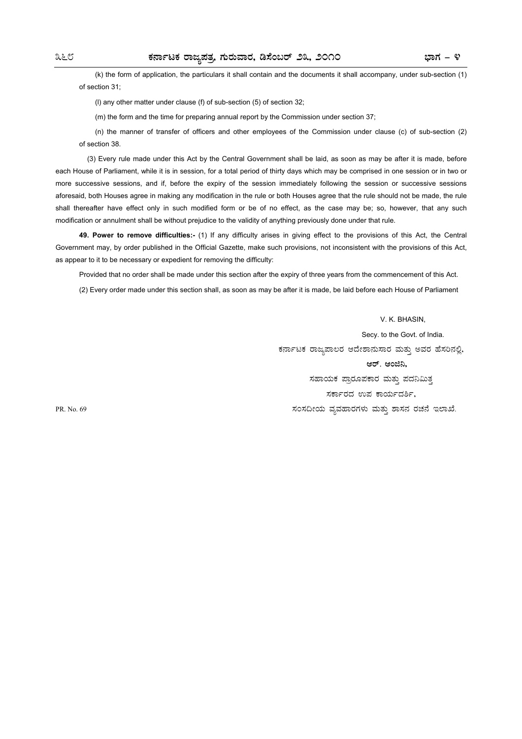(k) the form of application, the particulars it shall contain and the documents it shall accompany, under sub-section (1) of section 31;

(l) any other matter under clause (f) of sub-section (5) of section 32;

(m) the form and the time for preparing annual report by the Commission under section 37;

(n) the manner of transfer of officers and other employees of the Commission under clause (c) of sub-section (2) of section 38.

(3) Every rule made under this Act by the Central Government shall be laid, as soon as may be after it is made, before each House of Parliament, while it is in session, for a total period of thirty days which may be comprised in one session or in two or more successive sessions, and if, before the expiry of the session immediately following the session or successive sessions aforesaid, both Houses agree in making any modification in the rule or both Houses agree that the rule should not be made, the rule shall thereafter have effect only in such modified form or be of no effect, as the case may be; so, however, that any such modification or annulment shall be without prejudice to the validity of anything previously done under that rule.

**49. Power to remove difficulties:-** (1) If any difficulty arises in giving effect to the provisions of this Act, the Central Government may, by order published in the Official Gazette, make such provisions, not inconsistent with the provisions of this Act, as appear to it to be necessary or expedient for removing the difficulty:

Provided that no order shall be made under this section after the expiry of three years from the commencement of this Act.

(2) Every order made under this section shall, as soon as may be after it is made, be laid before each House of Parliament

V. K. BHASIN,

Secy. to the Govt. of India.

ಕರ್ನಾಟಕ ರಾಜ್ಯಪಾಲರ ಆದೇಶಾನುಸಾರ ಮತ್ತು ಅವರ ಹೆಸರಿನಲ್ಲಿ,

**ಆರ್. ಆಂಜಿನಿ,**

ಸಹಾಯಕ ಪ್ರಾರೂಪಕಾರ ಮತ್ತು ಪದನಿಮಿತ್ತ

ಸರ್ಕಾರದ ಉಪ ಕಾರ್ಯದರ್ಶಿ,

ಸಂಸದೀಯ ವ್ಯವಹಾರಗಳು ಮತ್ತು ಶಾಸನ ರಚನೆ ಇಲಾಖೆ.

PR. No. 69